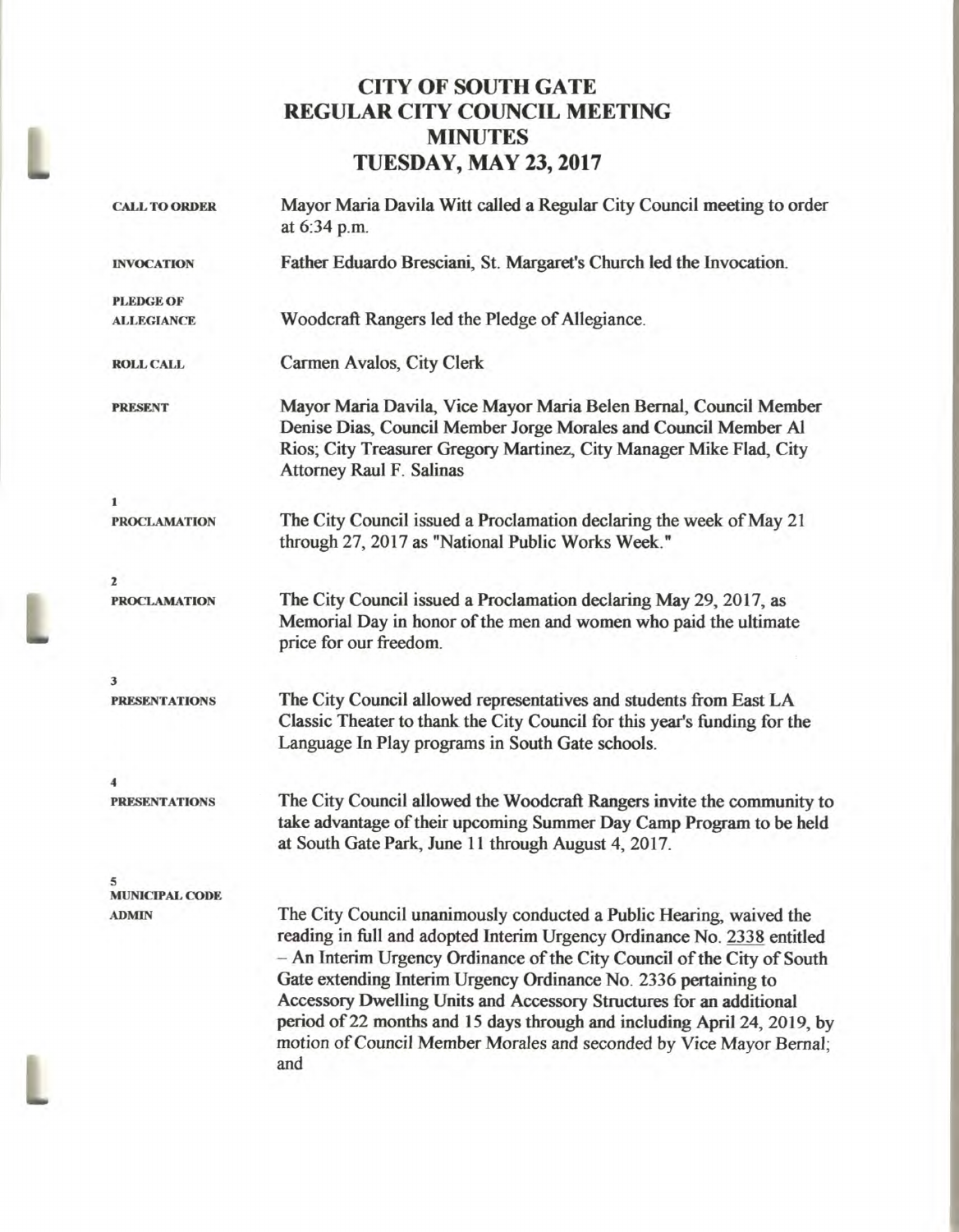# CITY OF SOUTH GATE
# REGULAR CITY COUNCIL MEETING
# MINUTES
# TUESDAY, MAY 23, 2017

**CALL TO ORDER**

Mayor Maria Davila Witt called a Regular City Council meeting to order at 6:34 p.m.

**INVOCATION**

Father Eduardo Bresciani, St. Margaret's Church led the Invocation.

**PLEDGE OF ALLEGIANCE**

Woodcraft Rangers led the Pledge of Allegiance.

**ROLL CALL**

Carmen Avalos, City Clerk

**PRESENT**

Mayor Maria Davila, Vice Mayor Maria Belen Bernal, Council Member Denise Dias, Council Member Jorge Morales and Council Member Al Rios; City Treasurer Gregory Martinez, City Manager Mike Flad, City Attorney Raul F. Salinas

**1**
**PROCLAMATION**

The City Council issued a Proclamation declaring the week of May 21 through 27, 2017 as "National Public Works Week."

**2**
**PROCLAMATION**

The City Council issued a Proclamation declaring May 29, 2017, as Memorial Day in honor of the men and women who paid the ultimate price for our freedom.

**3**
**PRESENTATIONS**

The City Council allowed representatives and students from East LA Classic Theater to thank the City Council for this year's funding for the Language In Play programs in South Gate schools.

**4**
**PRESENTATIONS**

The City Council allowed the Woodcraft Rangers invite the community to take advantage of their upcoming Summer Day Camp Program to be held at South Gate Park, June 11 through August 4, 2017.

**5**
**MUNICIPAL CODE ADMIN**

The City Council unanimously conducted a Public Hearing, waived the reading in full and adopted Interim Urgency Ordinance No. 2338 entitled – An Interim Urgency Ordinance of the City Council of the City of South Gate extending Interim Urgency Ordinance No. 2336 pertaining to Accessory Dwelling Units and Accessory Structures for an additional period of 22 months and 15 days through and including April 24, 2019, by motion of Council Member Morales and seconded by Vice Mayor Bernal; and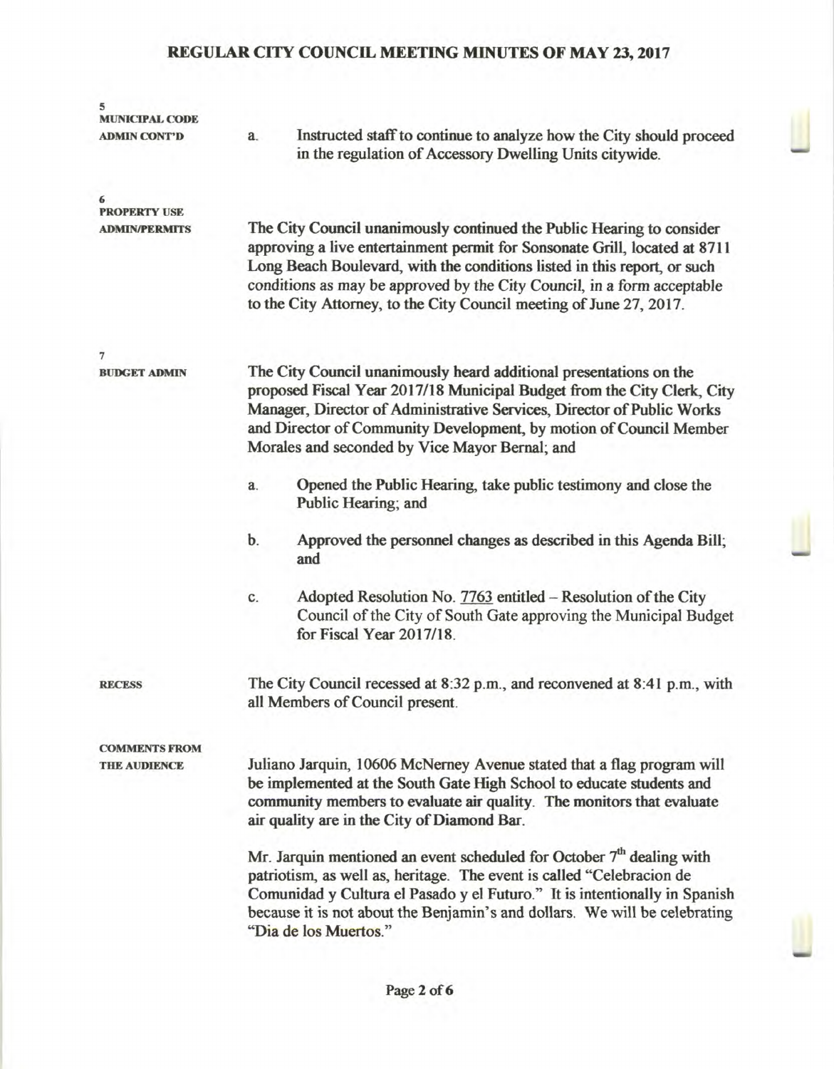**REGULAR CITY COUNCIL MEETING MINUTES OF MAY 23, 2017**

**5**
**MUNICIPAL CODE**
**ADMIN CONT'D**

a. Instructed staff to continue to analyze how the City should proceed in the regulation of Accessory Dwelling Units citywide.

**6**
**PROPERTY USE**
**ADMIN/PERMITS**

The City Council unanimously continued the Public Hearing to consider approving a live entertainment permit for Sonsonate Grill, located at 8711 Long Beach Boulevard, with the conditions listed in this report, or such conditions as may be approved by the City Council, in a form acceptable to the City Attorney, to the City Council meeting of June 27, 2017.

**7**
**BUDGET ADMIN**

The City Council unanimously heard additional presentations on the proposed Fiscal Year 2017/18 Municipal Budget from the City Clerk, City Manager, Director of Administrative Services, Director of Public Works and Director of Community Development, by motion of Council Member Morales and seconded by Vice Mayor Bernal; and

a. Opened the Public Hearing, take public testimony and close the Public Hearing; and

b. Approved the personnel changes as described in this Agenda Bill; and

c. Adopted Resolution No. 7763 entitled – Resolution of the City Council of the City of South Gate approving the Municipal Budget for Fiscal Year 2017/18.

**RECESS**

The City Council recessed at 8:32 p.m., and reconvened at 8:41 p.m., with all Members of Council present.

**COMMENTS FROM**
**THE AUDIENCE**

Juliano Jarquin, 10606 McNerney Avenue stated that a flag program will be implemented at the South Gate High School to educate students and community members to evaluate air quality. The monitors that evaluate air quality are in the City of Diamond Bar.

Mr. Jarquin mentioned an event scheduled for October 7th dealing with patriotism, as well as, heritage. The event is called "Celebracion de Comunidad y Cultura el Pasado y el Futuro." It is intentionally in Spanish because it is not about the Benjamin's and dollars. We will be celebrating "Dia de los Muertos."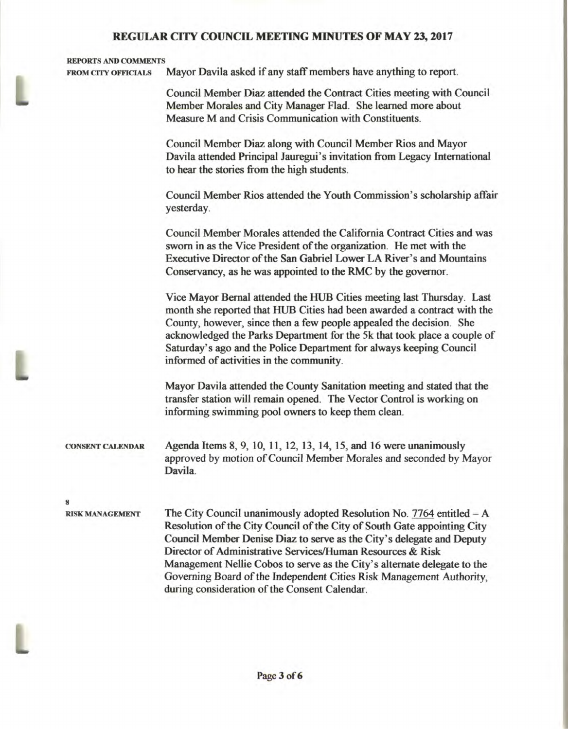# REGULAR CITY COUNCIL MEETING MINUTES OF MAY 23, 2017

**REPORTS AND COMMENTS FROM CITY OFFICIALS**

Mayor Davila asked if any staff members have anything to report.

Council Member Diaz attended the Contract Cities meeting with Council Member Morales and City Manager Flad. She learned more about Measure M and Crisis Communication with Constituents.

Council Member Diaz along with Council Member Rios and Mayor Davila attended Principal Jauregui's invitation from Legacy International to hear the stories from the high students.

Council Member Rios attended the Youth Commission's scholarship affair yesterday.

Council Member Morales attended the California Contract Cities and was sworn in as the Vice President of the organization. He met with the Executive Director of the San Gabriel Lower LA River's and Mountains Conservancy, as he was appointed to the RMC by the governor.

Vice Mayor Bernal attended the HUB Cities meeting last Thursday. Last month she reported that HUB Cities had been awarded a contract with the County, however, since then a few people appealed the decision. She acknowledged the Parks Department for the 5k that took place a couple of Saturday's ago and the Police Department for always keeping Council informed of activities in the community.

Mayor Davila attended the County Sanitation meeting and stated that the transfer station will remain opened. The Vector Control is working on informing swimming pool owners to keep them clean.

**CONSENT CALENDAR**

Agenda Items 8, 9, 10, 11, 12, 13, 14, 15, and 16 were unanimously approved by motion of Council Member Morales and seconded by Mayor Davila.

**8**
**RISK MANAGEMENT**

The City Council unanimously adopted Resolution No. 7764 entitled – A Resolution of the City Council of the City of South Gate appointing City Council Member Denise Diaz to serve as the City's delegate and Deputy Director of Administrative Services/Human Resources & Risk Management Nellie Cobos to serve as the City's alternate delegate to the Governing Board of the Independent Cities Risk Management Authority, during consideration of the Consent Calendar.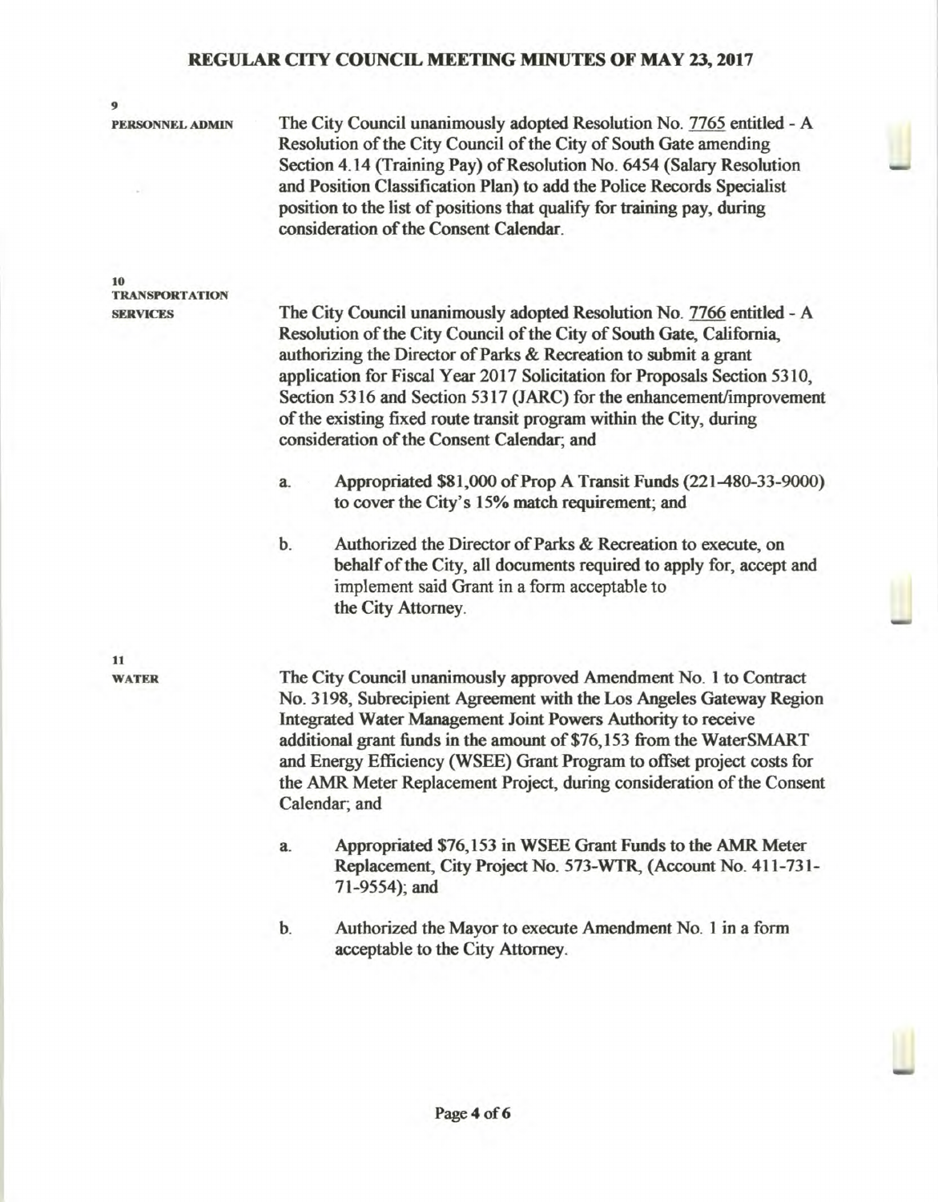**9**
**PERSONNEL ADMIN**

The City Council unanimously adopted Resolution No. 7765 entitled - A Resolution of the City Council of the City of South Gate amending Section 4.14 (Training Pay) of Resolution No. 6454 (Salary Resolution and Position Classification Plan) to add the Police Records Specialist position to the list of positions that qualify for training pay, during consideration of the Consent Calendar.

**10**
**TRANSPORTATION SERVICES**

The City Council unanimously adopted Resolution No. 7766 entitled - A Resolution of the City Council of the City of South Gate, California, authorizing the Director of Parks & Recreation to submit a grant application for Fiscal Year 2017 Solicitation for Proposals Section 5310, Section 5316 and Section 5317 (JARC) for the enhancement/improvement of the existing fixed route transit program within the City, during consideration of the Consent Calendar; and

a. Appropriated $81,000 of Prop A Transit Funds (221-480-33-9000) to cover the City's 15% match requirement; and

b. Authorized the Director of Parks & Recreation to execute, on behalf of the City, all documents required to apply for, accept and implement said Grant in a form acceptable to the City Attorney.

**11**
**WATER**

The City Council unanimously approved Amendment No. 1 to Contract No. 3198, Subrecipient Agreement with the Los Angeles Gateway Region Integrated Water Management Joint Powers Authority to receive additional grant funds in the amount of $76,153 from the WaterSMART and Energy Efficiency (WSEE) Grant Program to offset project costs for the AMR Meter Replacement Project, during consideration of the Consent Calendar; and

a. Appropriated $76,153 in WSEE Grant Funds to the AMR Meter Replacement, City Project No. 573-WTR, (Account No. 411-731-71-9554); and

b. Authorized the Mayor to execute Amendment No. 1 in a form acceptable to the City Attorney.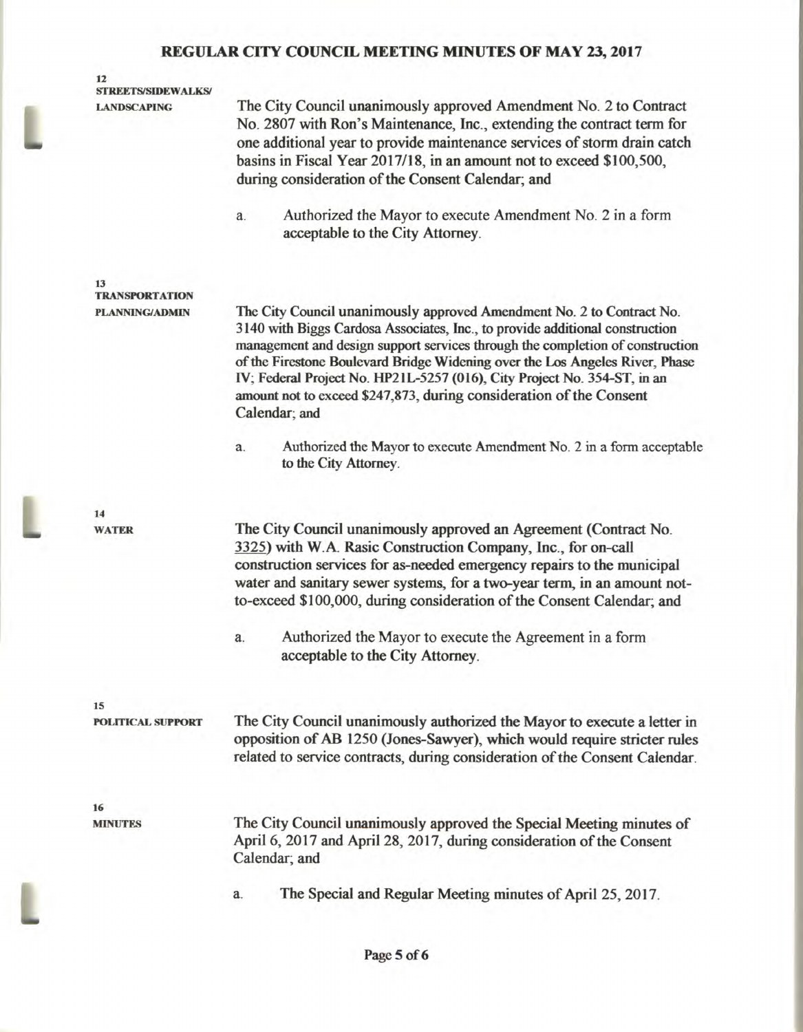**12**
**STREETS/SIDEWALKS/ LANDSCAPING**

The City Council unanimously approved Amendment No. 2 to Contract No. 2807 with Ron's Maintenance, Inc., extending the contract term for one additional year to provide maintenance services of storm drain catch basins in Fiscal Year 2017/18, in an amount not to exceed $100,500, during consideration of the Consent Calendar; and

a. Authorized the Mayor to execute Amendment No. 2 in a form acceptable to the City Attorney.

**13**
**TRANSPORTATION PLANNING/ADMIN**

The City Council unanimously approved Amendment No. 2 to Contract No. 3140 with Biggs Cardosa Associates, Inc., to provide additional construction management and design support services through the completion of construction of the Firestone Boulevard Bridge Widening over the Los Angeles River, Phase IV; Federal Project No. HP21L-5257 (016), City Project No. 354-ST, in an amount not to exceed $247,873, during consideration of the Consent Calendar; and

a. Authorized the Mayor to execute Amendment No. 2 in a form acceptable to the City Attorney.

**14**
**WATER**

The City Council unanimously approved an Agreement (Contract No. 3325) with W.A. Rasic Construction Company, Inc., for on-call construction services for as-needed emergency repairs to the municipal water and sanitary sewer systems, for a two-year term, in an amount not-to-exceed $100,000, during consideration of the Consent Calendar; and

a. Authorized the Mayor to execute the Agreement in a form acceptable to the City Attorney.

**15**
**POLITICAL SUPPORT**

The City Council unanimously authorized the Mayor to execute a letter in opposition of AB 1250 (Jones-Sawyer), which would require stricter rules related to service contracts, during consideration of the Consent Calendar.

**16**
**MINUTES**

The City Council unanimously approved the Special Meeting minutes of April 6, 2017 and April 28, 2017, during consideration of the Consent Calendar; and

a. The Special and Regular Meeting minutes of April 25, 2017.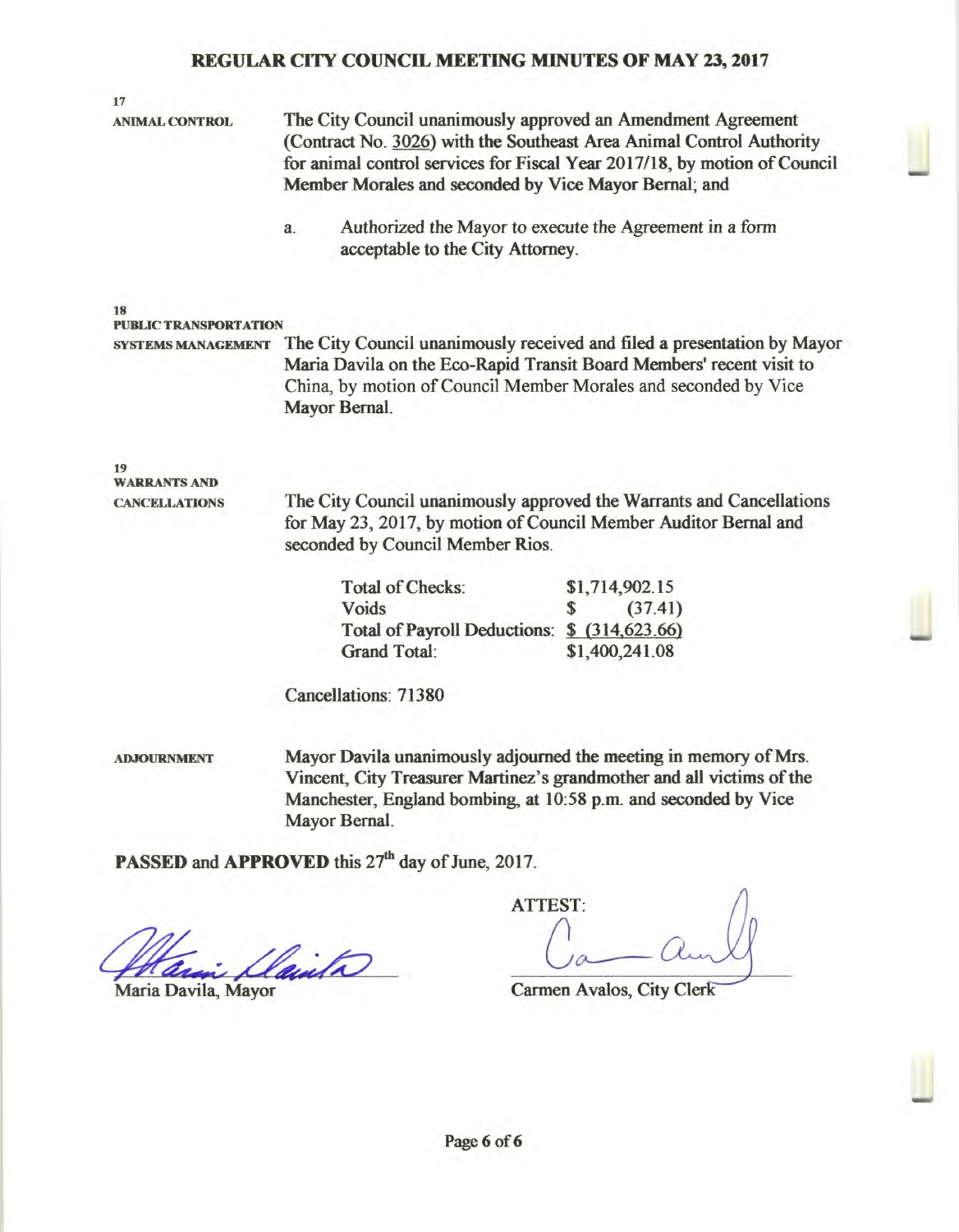**REGULAR CITY COUNCIL MEETING MINUTES OF MAY 23, 2017**

17
**ANIMAL CONTROL**

The City Council unanimously approved an Amendment Agreement (Contract No. 3026) with the Southeast Area Animal Control Authority for animal control services for Fiscal Year 2017/18, by motion of Council Member Morales and seconded by Vice Mayor Bernal; and

a. Authorized the Mayor to execute the Agreement in a form acceptable to the City Attorney.

18
**PUBLIC TRANSPORTATION SYSTEMS MANAGEMENT**

The City Council unanimously received and filed a presentation by Mayor Maria Davila on the Eco-Rapid Transit Board Members' recent visit to China, by motion of Council Member Morales and seconded by Vice Mayor Bernal.

19
**WARRANTS AND CANCELLATIONS**

The City Council unanimously approved the Warrants and Cancellations for May 23, 2017, by motion of Council Member Auditor Bernal and seconded by Council Member Rios.

| | |
|---|---|
| Total of Checks: | $1,714,902.15 |
| Voids | $ (37.41) |
| Total of Payroll Deductions: | $ (314,623.66) |
| Grand Total: | $1,400,241.08 |

Cancellations: 71380

**ADJOURNMENT**

Mayor Davila unanimously adjourned the meeting in memory of Mrs. Vincent, City Treasurer Martinez's grandmother and all victims of the Manchester, England bombing, at 10:58 p.m. and seconded by Vice Mayor Bernal.

**PASSED** and **APPROVED** this 27th day of June, 2017.

Maria Davila, Mayor

ATTEST:

Carmen Avalos, City Clerk